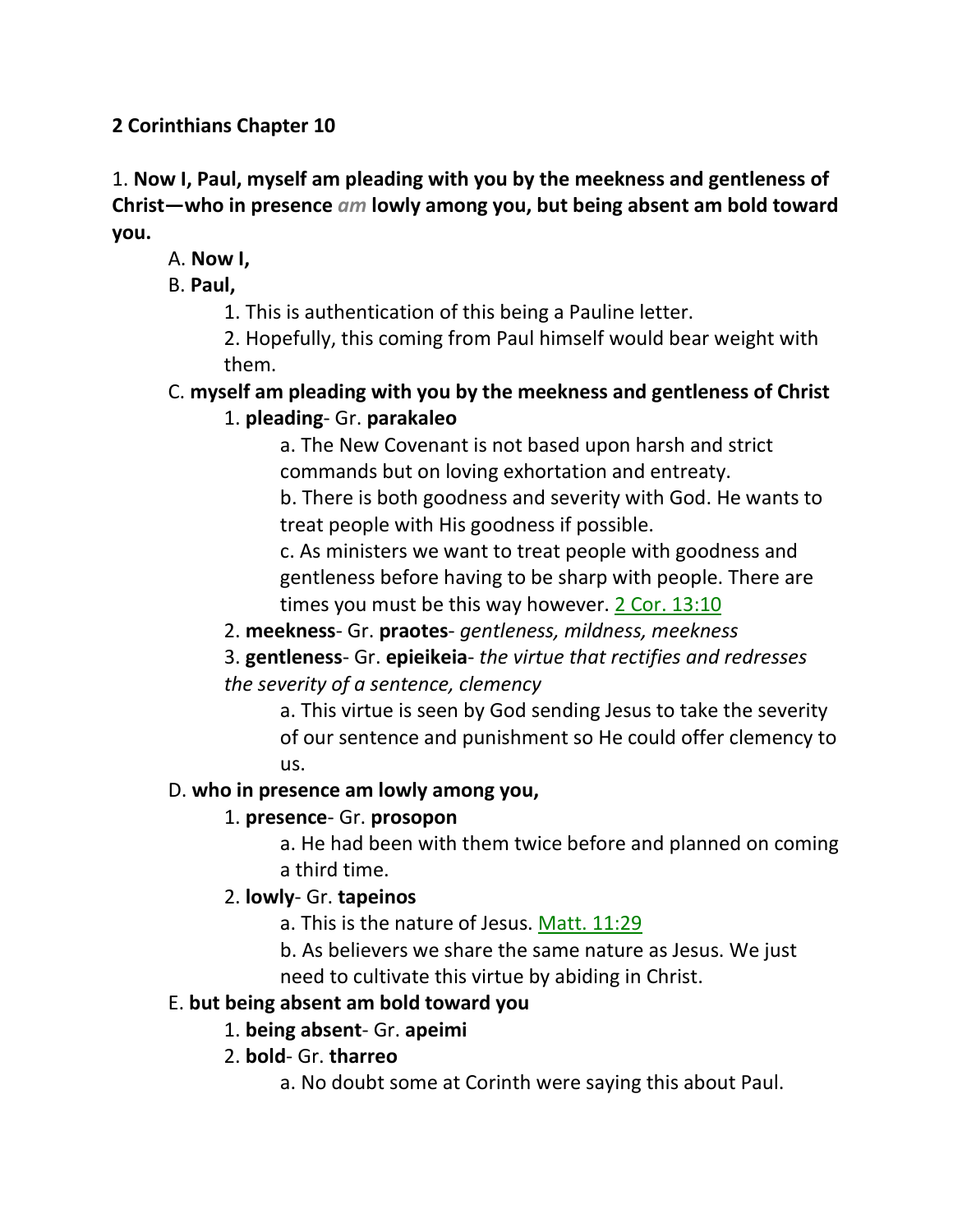**2 Corinthians Chapter 10**

1. **Now I, Paul, myself am pleading with you by the meekness and gentleness of Christ—who in presence *am* lowly among you, but being absent am bold toward you.**

- A. **Now I,**
- B. **Paul,**
  1. This is authentication of this being a Pauline letter.
  2. Hopefully, this coming from Paul himself would bear weight with them.
- C. **myself am pleading with you by the meekness and gentleness of Christ**
  1. **pleading**- Gr. **parakaleo**
     - a. The New Covenant is not based upon harsh and strict commands but on loving exhortation and entreaty.
     - b. There is both goodness and severity with God. He wants to treat people with His goodness if possible.
     - c. As ministers we want to treat people with goodness and gentleness before having to be sharp with people. There are times you must be this way however. 2 Cor. 13:10
  2. **meekness**- Gr. **praotes**- *gentleness, mildness, meekness*
  3. **gentleness**- Gr. **epieikeia**- *the virtue that rectifies and redresses the severity of a sentence, clemency*
     - a. This virtue is seen by God sending Jesus to take the severity of our sentence and punishment so He could offer clemency to us.
- D. **who in presence am lowly among you,**
  1. **presence**- Gr. **prosopon**
     - a. He had been with them twice before and planned on coming a third time.
  2. **lowly**- Gr. **tapeinos**
     - a. This is the nature of Jesus. Matt. 11:29
     - b. As believers we share the same nature as Jesus. We just need to cultivate this virtue by abiding in Christ.
- E. **but being absent am bold toward you**
  1. **being absent**- Gr. **apeimi**
  2. **bold**- Gr. **tharreo**
     - a. No doubt some at Corinth were saying this about Paul.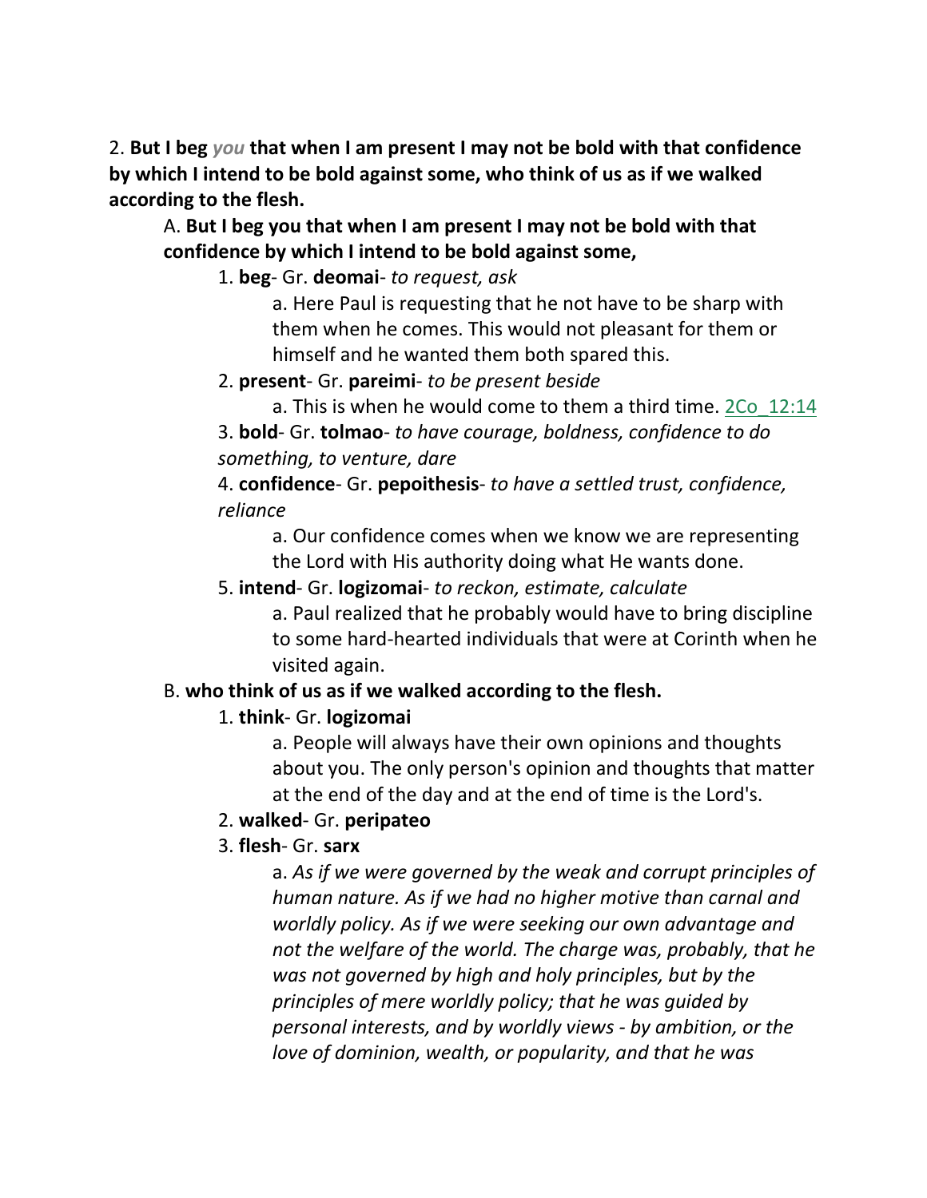2. **But I beg *you* that when I am present I may not be bold with that confidence by which I intend to be bold against some, who think of us as if we walked according to the flesh.**

A. **But I beg you that when I am present I may not be bold with that confidence by which I intend to be bold against some,**

1. **beg**- Gr. **deomai**- *to request, ask*

a. Here Paul is requesting that he not have to be sharp with them when he comes. This would not pleasant for them or himself and he wanted them both spared this.

2. **present**- Gr. **pareimi**- *to be present beside*

a. This is when he would come to them a third time. 2Co_12:14

3. **bold**- Gr. **tolmao**- *to have courage, boldness, confidence to do something, to venture, dare*

4. **confidence**- Gr. **pepoithesis**- *to have a settled trust, confidence, reliance*

a. Our confidence comes when we know we are representing the Lord with His authority doing what He wants done.

5. **intend**- Gr. **logizomai**- *to reckon, estimate, calculate*

a. Paul realized that he probably would have to bring discipline to some hard-hearted individuals that were at Corinth when he visited again.

B. **who think of us as if we walked according to the flesh.**

1. **think**- Gr. **logizomai**

a. People will always have their own opinions and thoughts about you. The only person's opinion and thoughts that matter at the end of the day and at the end of time is the Lord's.

2. **walked**- Gr. **peripateo**

3. **flesh**- Gr. **sarx**

a. *As if we were governed by the weak and corrupt principles of human nature. As if we had no higher motive than carnal and worldly policy. As if we were seeking our own advantage and not the welfare of the world. The charge was, probably, that he was not governed by high and holy principles, but by the principles of mere worldly policy; that he was guided by personal interests, and by worldly views - by ambition, or the love of dominion, wealth, or popularity, and that he was*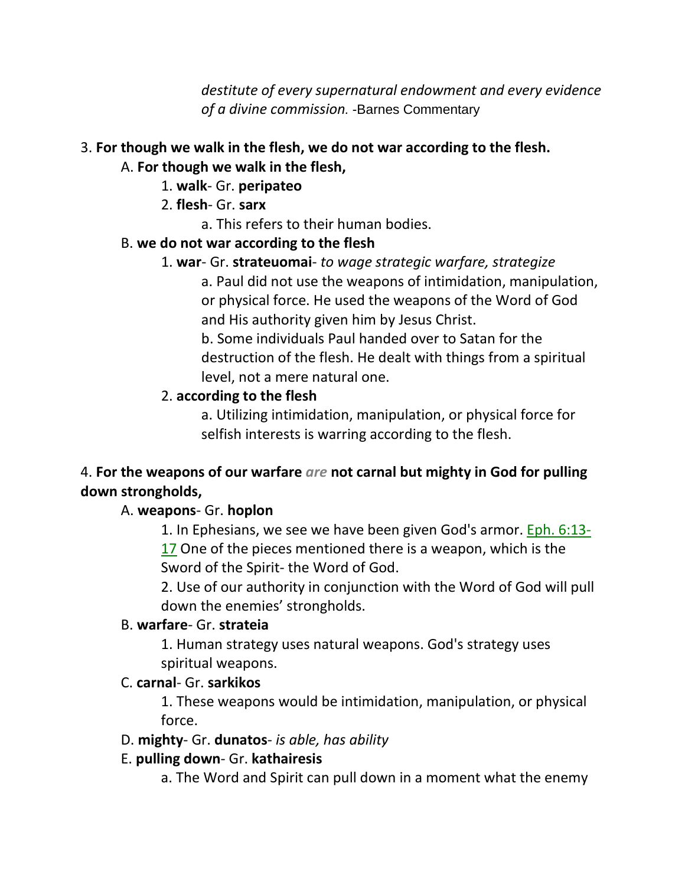*destitute of every supernatural endowment and every evidence of a divine commission.* -Barnes Commentary

3. **For though we walk in the flesh, we do not war according to the flesh.**

A. **For though we walk in the flesh,**

1. **walk**- Gr. **peripateo**

2. **flesh**- Gr. **sarx**

a. This refers to their human bodies.

B. **we do not war according to the flesh**

1. **war**- Gr. **strateuomai**- *to wage strategic warfare, strategize*

a. Paul did not use the weapons of intimidation, manipulation, or physical force. He used the weapons of the Word of God and His authority given him by Jesus Christ.

b. Some individuals Paul handed over to Satan for the destruction of the flesh. He dealt with things from a spiritual level, not a mere natural one.

2. **according to the flesh**

a. Utilizing intimidation, manipulation, or physical force for selfish interests is warring according to the flesh.

4. **For the weapons of our warfare** *are* **not carnal but mighty in God for pulling down strongholds,**

A. **weapons**- Gr. **hoplon**

1. In Ephesians, we see we have been given God's armor. Eph. 6:13-17 One of the pieces mentioned there is a weapon, which is the Sword of the Spirit- the Word of God.

2. Use of our authority in conjunction with the Word of God will pull down the enemies' strongholds.

B. **warfare**- Gr. **strateia**

1. Human strategy uses natural weapons. God's strategy uses spiritual weapons.

C. **carnal**- Gr. **sarkikos**

1. These weapons would be intimidation, manipulation, or physical force.

D. **mighty**- Gr. **dunatos**- *is able, has ability*

E. **pulling down**- Gr. **kathairesis**

a. The Word and Spirit can pull down in a moment what the enemy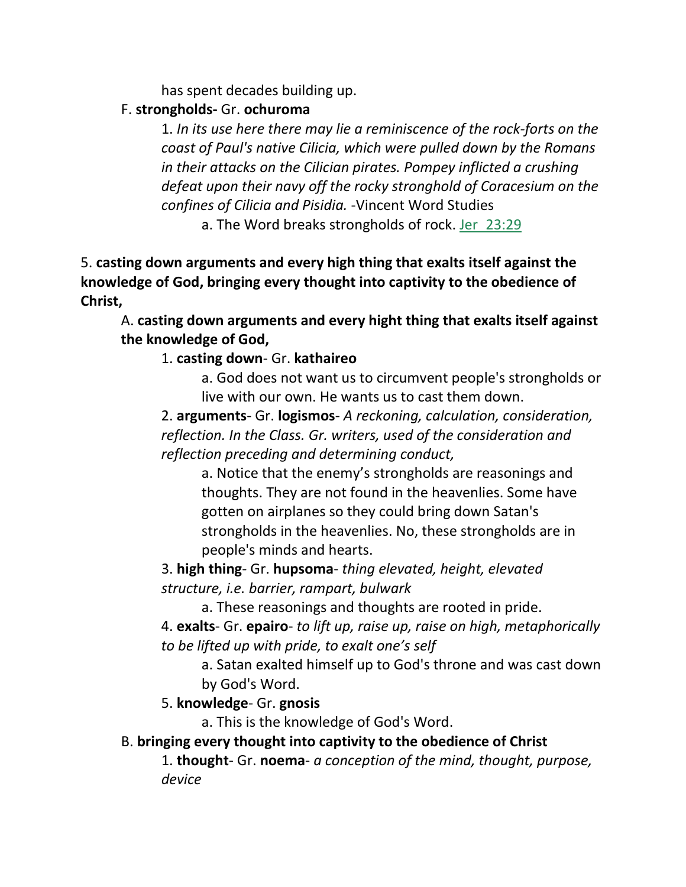has spent decades building up.

F. **strongholds-** Gr. **ochuroma**

1. *In its use here there may lie a reminiscence of the rock-forts on the coast of Paul's native Cilicia, which were pulled down by the Romans in their attacks on the Cilician pirates. Pompey inflicted a crushing defeat upon their navy off the rocky stronghold of Coracesium on the confines of Cilicia and Pisidia.* -Vincent Word Studies

a. The Word breaks strongholds of rock. Jer_23:29

5. **casting down arguments and every high thing that exalts itself against the knowledge of God, bringing every thought into captivity to the obedience of Christ,**

A. **casting down arguments and every hight thing that exalts itself against the knowledge of God,**

1. **casting down**- Gr. **kathaireo**

a. God does not want us to circumvent people's strongholds or live with our own. He wants us to cast them down.

2. **arguments**- Gr. **logismos**- *A reckoning, calculation, consideration, reflection. In the Class. Gr. writers, used of the consideration and reflection preceding and determining conduct,*

a. Notice that the enemy's strongholds are reasonings and thoughts. They are not found in the heavenlies. Some have gotten on airplanes so they could bring down Satan's strongholds in the heavenlies. No, these strongholds are in people's minds and hearts.

3. **high thing**- Gr. **hupsoma**- *thing elevated, height, elevated structure, i.e. barrier, rampart, bulwark*

a. These reasonings and thoughts are rooted in pride.

4. **exalts**- Gr. **epairo**- *to lift up, raise up, raise on high, metaphorically to be lifted up with pride, to exalt one's self*

a. Satan exalted himself up to God's throne and was cast down by God's Word.

5. **knowledge**- Gr. **gnosis**

a. This is the knowledge of God's Word.

B. **bringing every thought into captivity to the obedience of Christ**

1. **thought**- Gr. **noema**- *a conception of the mind, thought, purpose, device*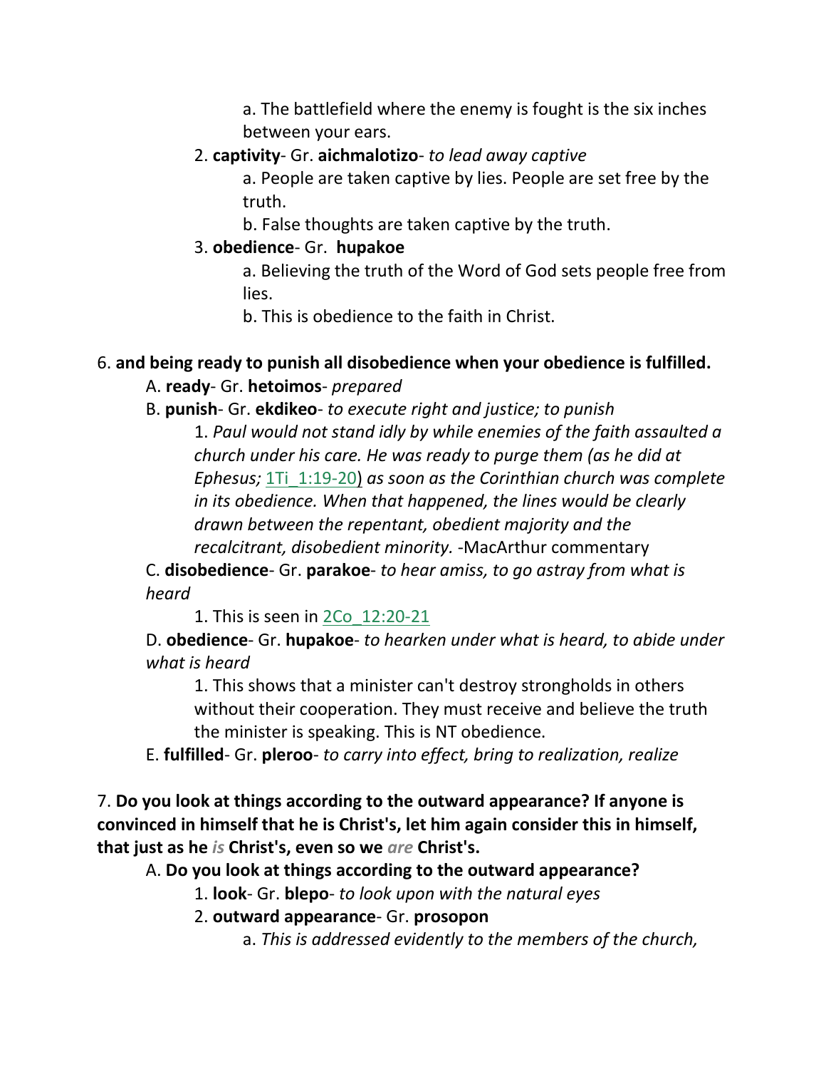a. The battlefield where the enemy is fought is the six inches between your ears.

2. **captivity**- Gr. **aichmalotizo**- *to lead away captive*

a. People are taken captive by lies. People are set free by the truth.

b. False thoughts are taken captive by the truth.

3. **obedience**- Gr. **hupakoe**

a. Believing the truth of the Word of God sets people free from lies.

b. This is obedience to the faith in Christ.

6. **and being ready to punish all disobedience when your obedience is fulfilled.**

A. **ready**- Gr. **hetoimos**- *prepared*

B. **punish**- Gr. **ekdikeo**- *to execute right and justice; to punish*

1. *Paul would not stand idly by while enemies of the faith assaulted a church under his care. He was ready to purge them (as he did at Ephesus;* 1Ti_1:19-20) *as soon as the Corinthian church was complete in its obedience. When that happened, the lines would be clearly drawn between the repentant, obedient majority and the recalcitrant, disobedient minority.* -MacArthur commentary

C. **disobedience**- Gr. **parakoe**- *to hear amiss, to go astray from what is heard*

1. This is seen in 2Co_12:20-21

D. **obedience**- Gr. **hupakoe**- *to hearken under what is heard, to abide under what is heard*

1. This shows that a minister can't destroy strongholds in others without their cooperation. They must receive and believe the truth the minister is speaking. This is NT obedience.

E. **fulfilled**- Gr. **pleroo**- *to carry into effect, bring to realization, realize*

7. **Do you look at things according to the outward appearance? If anyone is convinced in himself that he is Christ's, let him again consider this in himself, that just as he *is* Christ's, even so we *are* Christ's.**

A. **Do you look at things according to the outward appearance?**

1. **look**- Gr. **blepo**- *to look upon with the natural eyes*

2. **outward appearance**- Gr. **prosopon**

a. *This is addressed evidently to the members of the church,*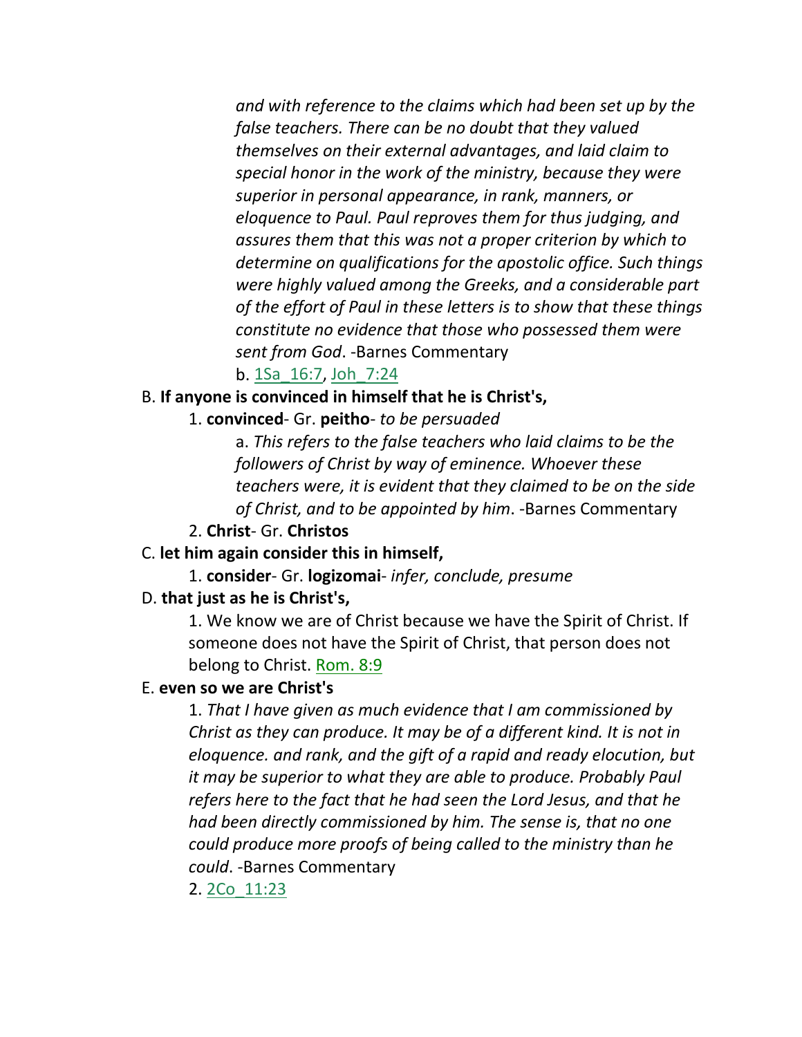*and with reference to the claims which had been set up by the false teachers. There can be no doubt that they valued themselves on their external advantages, and laid claim to special honor in the work of the ministry, because they were superior in personal appearance, in rank, manners, or eloquence to Paul. Paul reproves them for thus judging, and assures them that this was not a proper criterion by which to determine on qualifications for the apostolic office. Such things were highly valued among the Greeks, and a considerable part of the effort of Paul in these letters is to show that these things constitute no evidence that those who possessed them were sent from God*. -Barnes Commentary

b. 1Sa_16:7, Joh_7:24

B. **If anyone is convinced in himself that he is Christ's,**

1. **convinced**- Gr. **peitho**- *to be persuaded*

a. *This refers to the false teachers who laid claims to be the followers of Christ by way of eminence. Whoever these teachers were, it is evident that they claimed to be on the side of Christ, and to be appointed by him*. -Barnes Commentary

2. **Christ**- Gr. **Christos**

C. **let him again consider this in himself,**

1. **consider**- Gr. **logizomai**- *infer, conclude, presume*

D. **that just as he is Christ's,**

1. We know we are of Christ because we have the Spirit of Christ. If someone does not have the Spirit of Christ, that person does not belong to Christ. Rom. 8:9

E. **even so we are Christ's**

1. *That I have given as much evidence that I am commissioned by Christ as they can produce. It may be of a different kind. It is not in eloquence. and rank, and the gift of a rapid and ready elocution, but it may be superior to what they are able to produce. Probably Paul refers here to the fact that he had seen the Lord Jesus, and that he had been directly commissioned by him. The sense is, that no one could produce more proofs of being called to the ministry than he could*. -Barnes Commentary

2. 2Co_11:23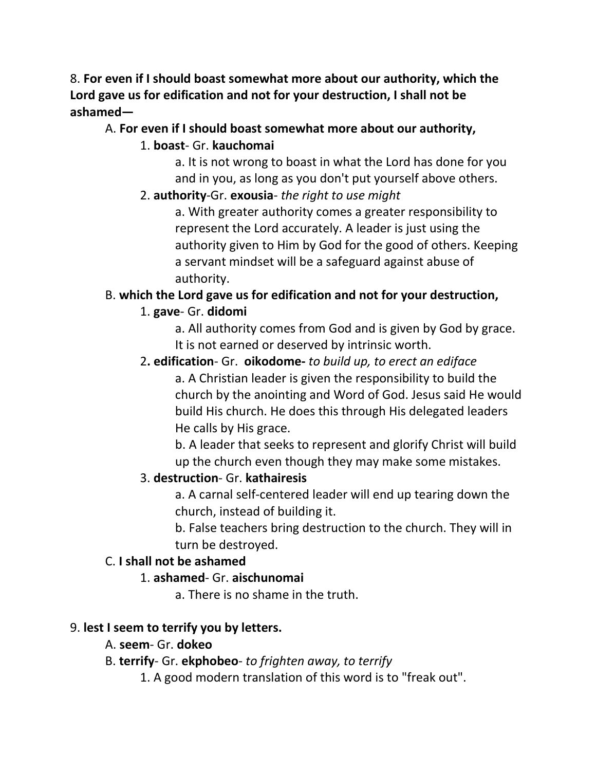8. **For even if I should boast somewhat more about our authority, which the Lord gave us for edification and not for your destruction, I shall not be ashamed—**

A. **For even if I should boast somewhat more about our authority,**

1. **boast**- Gr. **kauchomai**

a. It is not wrong to boast in what the Lord has done for you and in you, as long as you don't put yourself above others.

2. **authority**-Gr. **exousia**- *the right to use might*

a. With greater authority comes a greater responsibility to represent the Lord accurately. A leader is just using the authority given to Him by God for the good of others. Keeping a servant mindset will be a safeguard against abuse of authority.

B. **which the Lord gave us for edification and not for your destruction,**

1. **gave**- Gr. **didomi**

a. All authority comes from God and is given by God by grace. It is not earned or deserved by intrinsic worth.

2**. edification**- Gr. **oikodome-** *to build up, to erect an ediface*

a. A Christian leader is given the responsibility to build the church by the anointing and Word of God. Jesus said He would build His church. He does this through His delegated leaders He calls by His grace.

b. A leader that seeks to represent and glorify Christ will build up the church even though they may make some mistakes.

3. **destruction**- Gr. **kathairesis**

a. A carnal self-centered leader will end up tearing down the church, instead of building it.

b. False teachers bring destruction to the church. They will in turn be destroyed.

C. **I shall not be ashamed**

1. **ashamed**- Gr. **aischunomai**

a. There is no shame in the truth.

9. **lest I seem to terrify you by letters.**

A. **seem**- Gr. **dokeo**

B. **terrify**- Gr. **ekphobeo**- *to frighten away, to terrify*

1. A good modern translation of this word is to "freak out".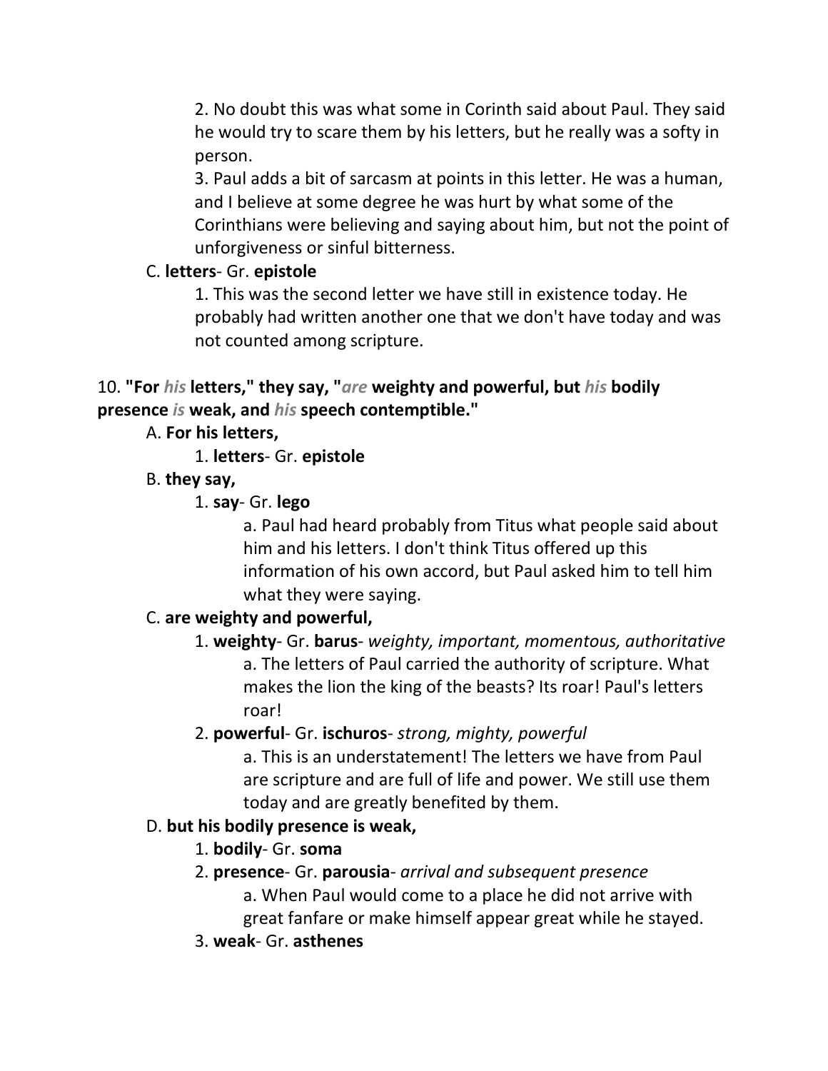2. No doubt this was what some in Corinth said about Paul. They said he would try to scare them by his letters, but he really was a softy in person.

3. Paul adds a bit of sarcasm at points in this letter. He was a human, and I believe at some degree he was hurt by what some of the Corinthians were believing and saying about him, but not the point of unforgiveness or sinful bitterness.

C. **letters**- Gr. **epistole**

1. This was the second letter we have still in existence today. He probably had written another one that we don't have today and was not counted among scripture.

10. **"For *his* letters," they say, "*are* weighty and powerful, but *his* bodily presence *is* weak, and *his* speech contemptible."**

A. **For his letters,**

1. **letters**- Gr. **epistole**

B. **they say,**

1. **say**- Gr. **lego**

a. Paul had heard probably from Titus what people said about him and his letters. I don't think Titus offered up this information of his own accord, but Paul asked him to tell him what they were saying.

C. **are weighty and powerful,**

1. **weighty**- Gr. **barus**- *weighty, important, momentous, authoritative*

a. The letters of Paul carried the authority of scripture. What makes the lion the king of the beasts? Its roar! Paul's letters roar!

2. **powerful**- Gr. **ischuros**- *strong, mighty, powerful*

a. This is an understatement! The letters we have from Paul are scripture and are full of life and power. We still use them today and are greatly benefited by them.

D. **but his bodily presence is weak,**

1. **bodily**- Gr. **soma**

2. **presence**- Gr. **parousia**- *arrival and subsequent presence*

a. When Paul would come to a place he did not arrive with great fanfare or make himself appear great while he stayed.

3. **weak**- Gr. **asthenes**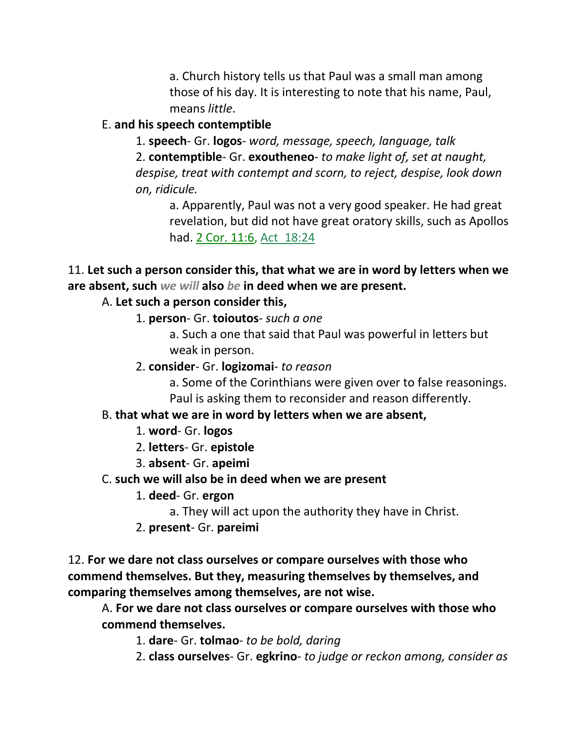a. Church history tells us that Paul was a small man among those of his day. It is interesting to note that his name, Paul, means *little*.

E. **and his speech contemptible**

1. **speech**- Gr. **logos**- *word, message, speech, language, talk*

2. **contemptible**- Gr. **exoutheneo**- *to make light of, set at naught, despise, treat with contempt and scorn, to reject, despise, look down on, ridicule.*

a. Apparently, Paul was not a very good speaker. He had great revelation, but did not have great oratory skills, such as Apollos had. 2 Cor. 11:6, Act 18:24

11. **Let such a person consider this, that what we are in word by letters when we are absent, such *we will* also *be* in deed when we are present.**

A. **Let such a person consider this,**

1. **person**- Gr. **toioutos**- *such a one*

a. Such a one that said that Paul was powerful in letters but weak in person.

2. **consider**- Gr. **logizomai**- *to reason*

a. Some of the Corinthians were given over to false reasonings. Paul is asking them to reconsider and reason differently.

B. **that what we are in word by letters when we are absent,**

1. **word**- Gr. **logos**

2. **letters**- Gr. **epistole**

3. **absent**- Gr. **apeimi**

C. **such we will also be in deed when we are present**

1. **deed**- Gr. **ergon**

a. They will act upon the authority they have in Christ.

2. **present**- Gr. **pareimi**

12. **For we dare not class ourselves or compare ourselves with those who commend themselves. But they, measuring themselves by themselves, and comparing themselves among themselves, are not wise.**

A. **For we dare not class ourselves or compare ourselves with those who commend themselves.**

1. **dare**- Gr. **tolmao**- *to be bold, daring*

2. **class ourselves**- Gr. **egkrino**- *to judge or reckon among, consider as*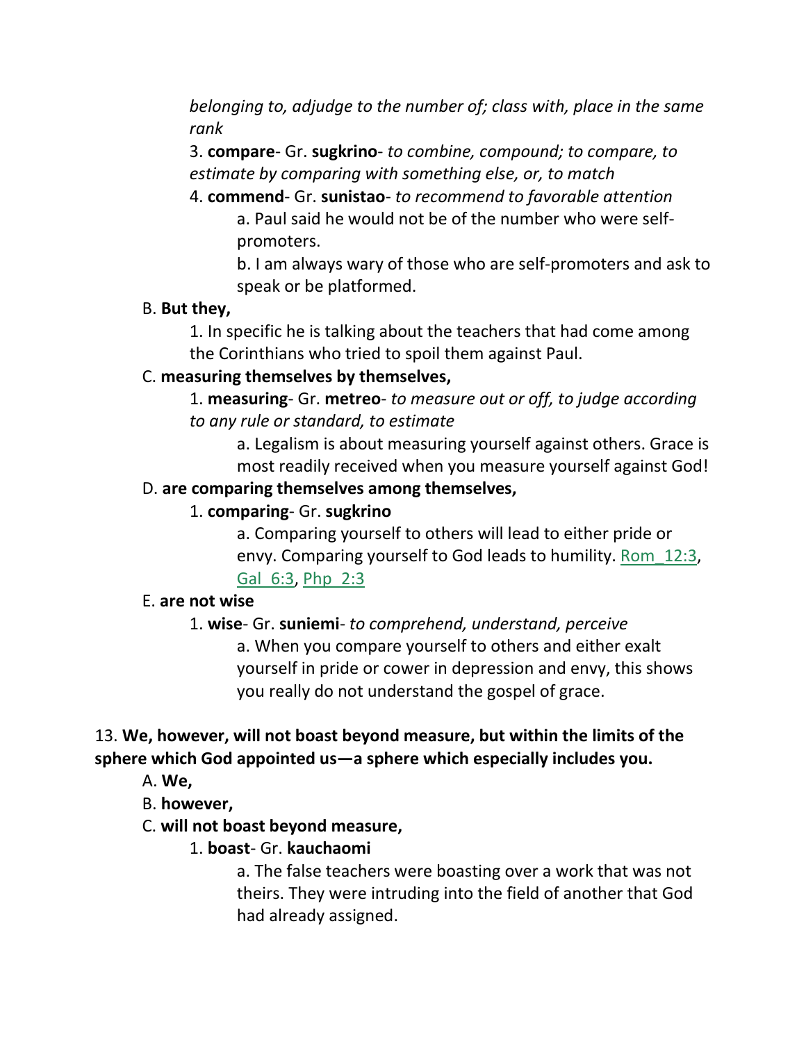*belonging to, adjudge to the number of; class with, place in the same rank*

3. **compare**- Gr. **sugkrino**- *to combine, compound; to compare, to estimate by comparing with something else, or, to match*

4. **commend**- Gr. **sunistao**- *to recommend to favorable attention*

a. Paul said he would not be of the number who were self-promoters.

b. I am always wary of those who are self-promoters and ask to speak or be platformed.

B. **But they,**

1. In specific he is talking about the teachers that had come among the Corinthians who tried to spoil them against Paul.

C. **measuring themselves by themselves,**

1. **measuring**- Gr. **metreo**- *to measure out or off, to judge according to any rule or standard, to estimate*

a. Legalism is about measuring yourself against others. Grace is most readily received when you measure yourself against God!

D. **are comparing themselves among themselves,**

1. **comparing**- Gr. **sugkrino**

a. Comparing yourself to others will lead to either pride or envy. Comparing yourself to God leads to humility. Rom_12:3, Gal_6:3, Php_2:3

E. **are not wise**

1. **wise**- Gr. **suniemi**- *to comprehend, understand, perceive*

a. When you compare yourself to others and either exalt yourself in pride or cower in depression and envy, this shows you really do not understand the gospel of grace.

13. **We, however, will not boast beyond measure, but within the limits of the sphere which God appointed us—a sphere which especially includes you.**

A. **We,**

B. **however,**

C. **will not boast beyond measure,**

1. **boast**- Gr. **kauchaomi**

a. The false teachers were boasting over a work that was not theirs. They were intruding into the field of another that God had already assigned.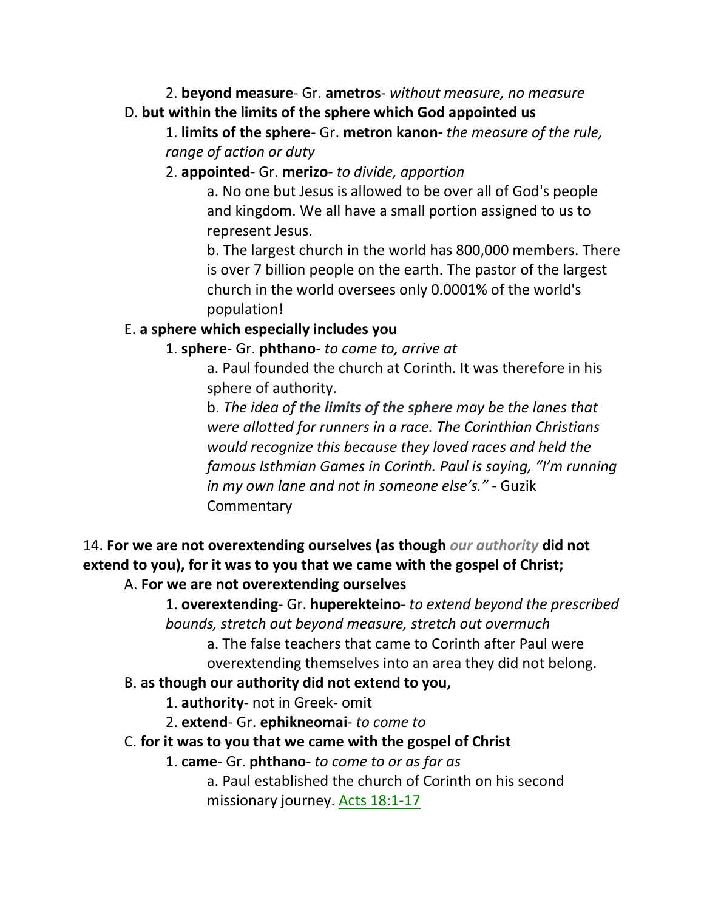2. **beyond measure**- Gr. **ametros**- *without measure, no measure*

D. **but within the limits of the sphere which God appointed us**

1. **limits of the sphere**- Gr. **metron kanon-** *the measure of the rule, range of action or duty*

2. **appointed**- Gr. **merizo**- *to divide, apportion*

a. No one but Jesus is allowed to be over all of God's people and kingdom. We all have a small portion assigned to us to represent Jesus.

b. The largest church in the world has 800,000 members. There is over 7 billion people on the earth. The pastor of the largest church in the world oversees only 0.0001% of the world's population!

E. **a sphere which especially includes you**

1. **sphere**- Gr. **phthano**- *to come to, arrive at*

a. Paul founded the church at Corinth. It was therefore in his sphere of authority.

b. *The idea of **the limits of the sphere** may be the lanes that were allotted for runners in a race. The Corinthian Christians would recognize this because they loved races and held the famous Isthmian Games in Corinth. Paul is saying, "I'm running in my own lane and not in someone else's."* - Guzik Commentary

14. **For we are not overextending ourselves (as though** ***our authority*** **did not extend to you), for it was to you that we came with the gospel of Christ;**

A. **For we are not overextending ourselves**

1. **overextending**- Gr. **huperekteino**- *to extend beyond the prescribed bounds, stretch out beyond measure, stretch out overmuch*

a. The false teachers that came to Corinth after Paul were overextending themselves into an area they did not belong.

B. **as though our authority did not extend to you,**

1. **authority**- not in Greek- omit

2. **extend**- Gr. **ephikneomai**- *to come to*

C. **for it was to you that we came with the gospel of Christ**

1. **came**- Gr. **phthano**- *to come to or as far as*

a. Paul established the church of Corinth on his second missionary journey. Acts 18:1-17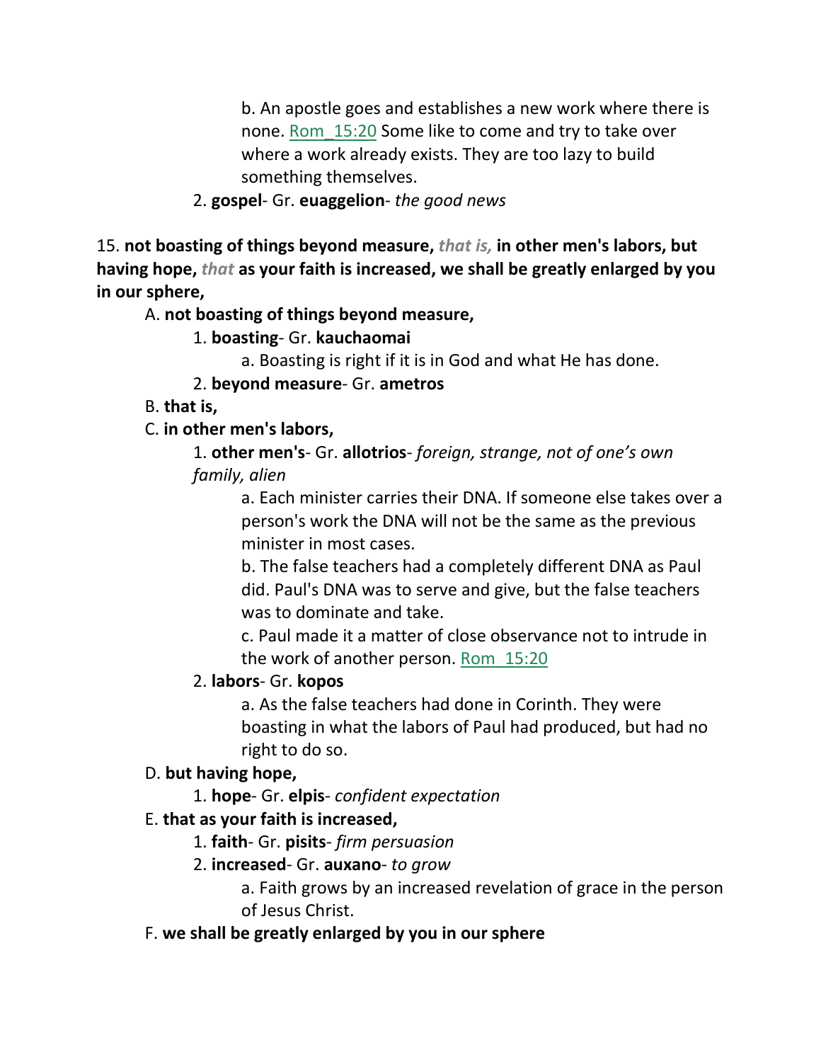b. An apostle goes and establishes a new work where there is none. Rom_15:20 Some like to come and try to take over where a work already exists. They are too lazy to build something themselves.

2. **gospel**- Gr. **euaggelion**- *the good news*

15. **not boasting of things beyond measure,** ***that is,*** **in other men's labors, but having hope,** ***that*** **as your faith is increased, we shall be greatly enlarged by you in our sphere,**

A. **not boasting of things beyond measure,**

1. **boasting**- Gr. **kauchaomai**

a. Boasting is right if it is in God and what He has done.

2. **beyond measure**- Gr. **ametros**

B. **that is,**

C. **in other men's labors,**

1. **other men's**- Gr. **allotrios**- *foreign, strange, not of one's own family, alien*

a. Each minister carries their DNA. If someone else takes over a person's work the DNA will not be the same as the previous minister in most cases.

b. The false teachers had a completely different DNA as Paul did. Paul's DNA was to serve and give, but the false teachers was to dominate and take.

c. Paul made it a matter of close observance not to intrude in the work of another person. Rom_15:20

2. **labors**- Gr. **kopos**

a. As the false teachers had done in Corinth. They were boasting in what the labors of Paul had produced, but had no right to do so.

D. **but having hope,**

1. **hope**- Gr. **elpis**- *confident expectation*

E. **that as your faith is increased,**

1. **faith**- Gr. **pisits**- *firm persuasion*

2. **increased**- Gr. **auxano**- *to grow*

a. Faith grows by an increased revelation of grace in the person of Jesus Christ.

F. **we shall be greatly enlarged by you in our sphere**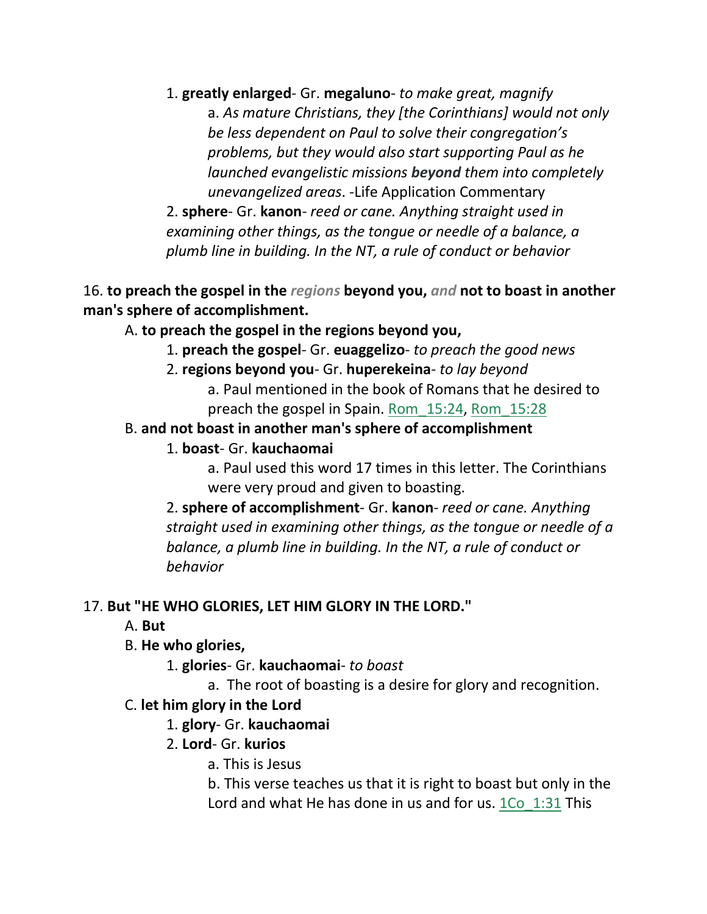1. **greatly enlarged**- Gr. **megaluno**- *to make great, magnify*

    a. *As mature Christians, they [the Corinthians] would not only be less dependent on Paul to solve their congregation's problems, but they would also start supporting Paul as he launched evangelistic missions* ***beyond*** *them into completely unevangelized areas*. -Life Application Commentary

2. **sphere**- Gr. **kanon**- *reed or cane. Anything straight used in examining other things, as the tongue or needle of a balance, a plumb line in building. In the NT, a rule of conduct or behavior*

16. **to preach the gospel in the** ***regions*** **beyond you,** ***and*** **not to boast in another man's sphere of accomplishment.**

A. **to preach the gospel in the regions beyond you,**

1. **preach the gospel**- Gr. **euaggelizo**- *to preach the good news*
2. **regions beyond you**- Gr. **huperekeina**- *to lay beyond*

    a. Paul mentioned in the book of Romans that he desired to preach the gospel in Spain. Rom_15:24, Rom_15:28

B. **and not boast in another man's sphere of accomplishment**

1. **boast**- Gr. **kauchaomai**

    a. Paul used this word 17 times in this letter. The Corinthians were very proud and given to boasting.

2. **sphere of accomplishment**- Gr. **kanon**- *reed or cane. Anything straight used in examining other things, as the tongue or needle of a balance, a plumb line in building. In the NT, a rule of conduct or behavior*

17. **But "HE WHO GLORIES, LET HIM GLORY IN THE LORD."**

A. **But**

B. **He who glories,**

1. **glories**- Gr. **kauchaomai**- *to boast*

    a. The root of boasting is a desire for glory and recognition.

C. **let him glory in the Lord**

1. **glory**- Gr. **kauchaomai**
2. **Lord**- Gr. **kurios**

    a. This is Jesus

    b. This verse teaches us that it is right to boast but only in the Lord and what He has done in us and for us. 1Co_1:31 This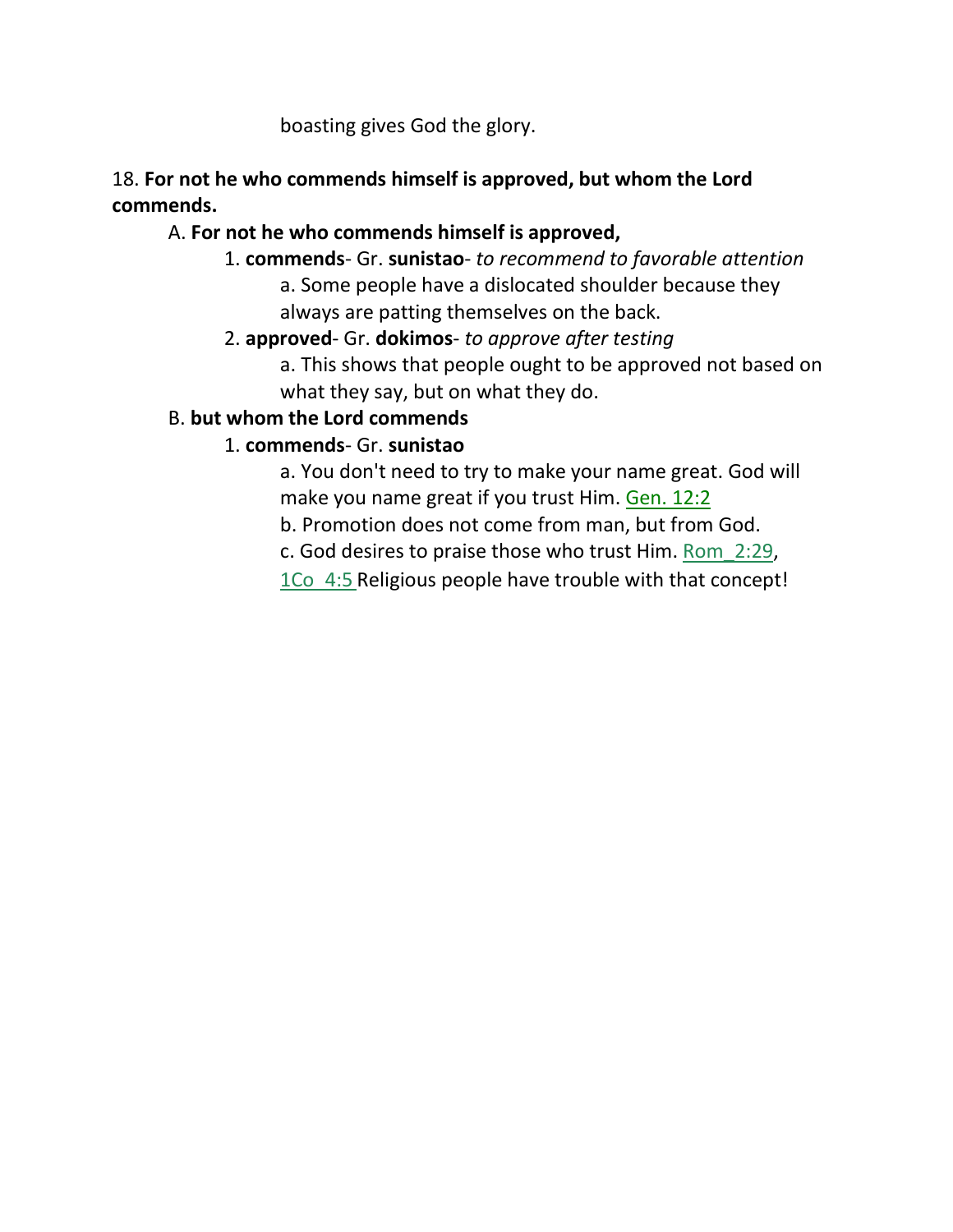boasting gives God the glory.

18. **For not he who commends himself is approved, but whom the Lord commends.**

A. **For not he who commends himself is approved,**

1. **commends**- Gr. **sunistao**- *to recommend to favorable attention*

a. Some people have a dislocated shoulder because they always are patting themselves on the back.

2. **approved**- Gr. **dokimos**- *to approve after testing*

a. This shows that people ought to be approved not based on what they say, but on what they do.

B. **but whom the Lord commends**

1. **commends**- Gr. **sunistao**

a. You don't need to try to make your name great. God will make you name great if you trust Him. Gen. 12:2

b. Promotion does not come from man, but from God.

c. God desires to praise those who trust Him. Rom_2:29, 1Co_4:5 Religious people have trouble with that concept!